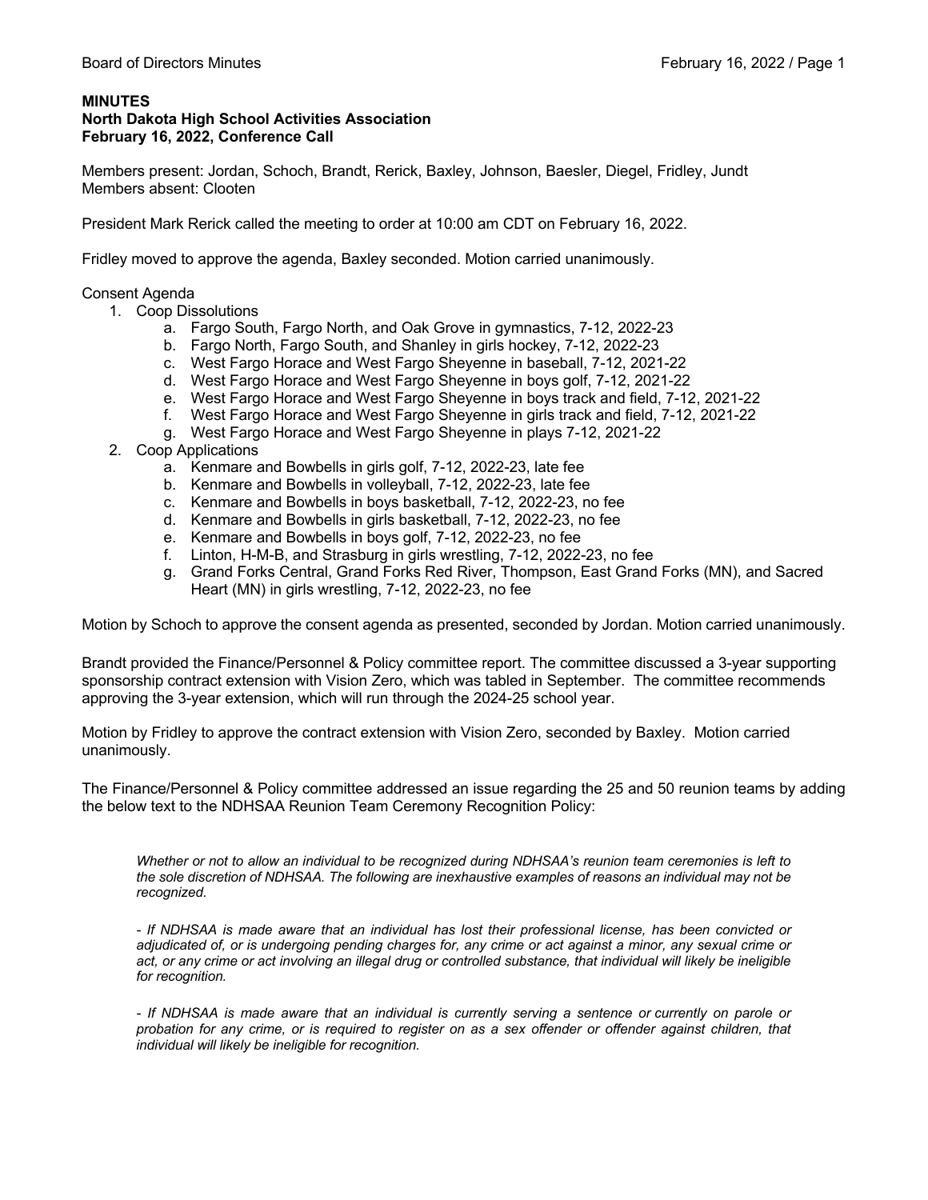**MINUTES**
**North Dakota High School Activities Association**
**February 16, 2022, Conference Call**

Members present: Jordan, Schoch, Brandt, Rerick, Baxley, Johnson, Baesler, Diegel, Fridley, Jundt
Members absent: Clooten

President Mark Rerick called the meeting to order at 10:00 am CDT on February 16, 2022.

Fridley moved to approve the agenda, Baxley seconded. Motion carried unanimously.

Consent Agenda

1. Coop Dissolutions
   a. Fargo South, Fargo North, and Oak Grove in gymnastics, 7-12, 2022-23
   b. Fargo North, Fargo South, and Shanley in girls hockey, 7-12, 2022-23
   c. West Fargo Horace and West Fargo Sheyenne in baseball, 7-12, 2021-22
   d. West Fargo Horace and West Fargo Sheyenne in boys golf, 7-12, 2021-22
   e. West Fargo Horace and West Fargo Sheyenne in boys track and field, 7-12, 2021-22
   f. West Fargo Horace and West Fargo Sheyenne in girls track and field, 7-12, 2021-22
   g. West Fargo Horace and West Fargo Sheyenne in plays 7-12, 2021-22
2. Coop Applications
   a. Kenmare and Bowbells in girls golf, 7-12, 2022-23, late fee
   b. Kenmare and Bowbells in volleyball, 7-12, 2022-23, late fee
   c. Kenmare and Bowbells in boys basketball, 7-12, 2022-23, no fee
   d. Kenmare and Bowbells in girls basketball, 7-12, 2022-23, no fee
   e. Kenmare and Bowbells in boys golf, 7-12, 2022-23, no fee
   f. Linton, H-M-B, and Strasburg in girls wrestling, 7-12, 2022-23, no fee
   g. Grand Forks Central, Grand Forks Red River, Thompson, East Grand Forks (MN), and Sacred Heart (MN) in girls wrestling, 7-12, 2022-23, no fee

Motion by Schoch to approve the consent agenda as presented, seconded by Jordan. Motion carried unanimously.

Brandt provided the Finance/Personnel & Policy committee report. The committee discussed a 3-year supporting sponsorship contract extension with Vision Zero, which was tabled in September. The committee recommends approving the 3-year extension, which will run through the 2024-25 school year.

Motion by Fridley to approve the contract extension with Vision Zero, seconded by Baxley. Motion carried unanimously.

The Finance/Personnel & Policy committee addressed an issue regarding the 25 and 50 reunion teams by adding the below text to the NDHSAA Reunion Team Ceremony Recognition Policy:

> *Whether or not to allow an individual to be recognized during NDHSAA's reunion team ceremonies is left to the sole discretion of NDHSAA. The following are inexhaustive examples of reasons an individual may not be recognized.*
>
> *- If NDHSAA is made aware that an individual has lost their professional license, has been convicted or adjudicated of, or is undergoing pending charges for, any crime or act against a minor, any sexual crime or act, or any crime or act involving an illegal drug or controlled substance, that individual will likely be ineligible for recognition.*
>
> *- If NDHSAA is made aware that an individual is currently serving a sentence or currently on parole or probation for any crime, or is required to register on as a sex offender or offender against children, that individual will likely be ineligible for recognition.*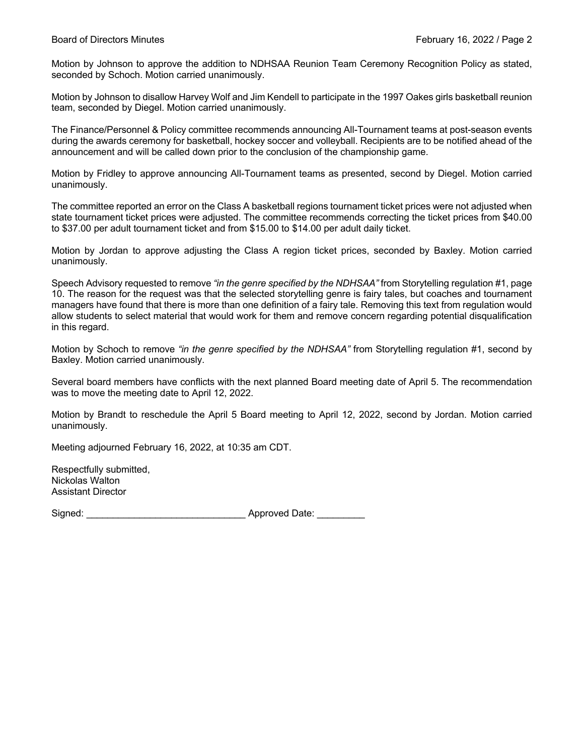Motion by Johnson to approve the addition to NDHSAA Reunion Team Ceremony Recognition Policy as stated, seconded by Schoch. Motion carried unanimously.

Motion by Johnson to disallow Harvey Wolf and Jim Kendell to participate in the 1997 Oakes girls basketball reunion team, seconded by Diegel. Motion carried unanimously.

The Finance/Personnel & Policy committee recommends announcing All-Tournament teams at post-season events during the awards ceremony for basketball, hockey soccer and volleyball. Recipients are to be notified ahead of the announcement and will be called down prior to the conclusion of the championship game.

Motion by Fridley to approve announcing All-Tournament teams as presented, second by Diegel. Motion carried unanimously.

The committee reported an error on the Class A basketball regions tournament ticket prices were not adjusted when state tournament ticket prices were adjusted. The committee recommends correcting the ticket prices from $40.00 to $37.00 per adult tournament ticket and from $15.00 to $14.00 per adult daily ticket.

Motion by Jordan to approve adjusting the Class A region ticket prices, seconded by Baxley. Motion carried unanimously.

Speech Advisory requested to remove *"in the genre specified by the NDHSAA"* from Storytelling regulation #1, page 10. The reason for the request was that the selected storytelling genre is fairy tales, but coaches and tournament managers have found that there is more than one definition of a fairy tale. Removing this text from regulation would allow students to select material that would work for them and remove concern regarding potential disqualification in this regard.

Motion by Schoch to remove *"in the genre specified by the NDHSAA"* from Storytelling regulation #1, second by Baxley. Motion carried unanimously.

Several board members have conflicts with the next planned Board meeting date of April 5. The recommendation was to move the meeting date to April 12, 2022.

Motion by Brandt to reschedule the April 5 Board meeting to April 12, 2022, second by Jordan. Motion carried unanimously.

Meeting adjourned February 16, 2022, at 10:35 am CDT.

Respectfully submitted,
Nickolas Walton
Assistant Director

Signed: ______________________________ Approved Date: _________